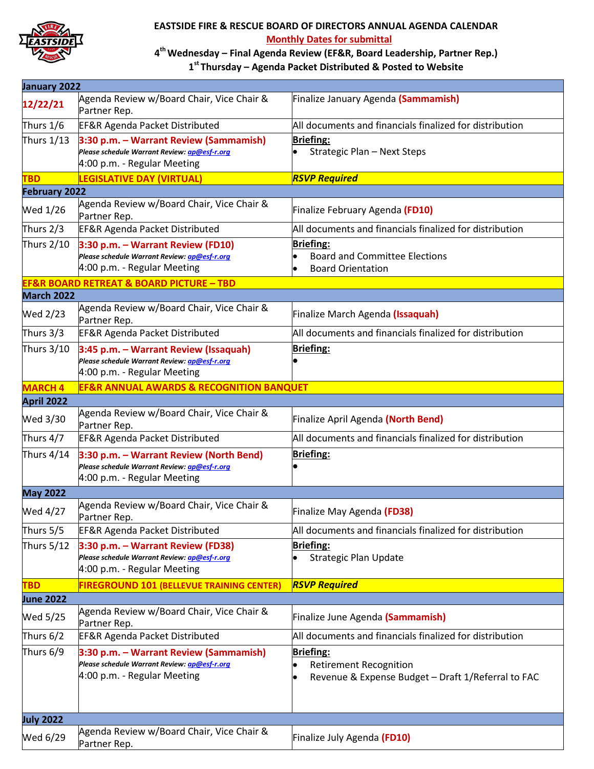# EASTSIDE FIRE & RESCUE BOARD OF DIRECTORS ANNUAL AGENDA CALENDAR

**Monthly Dates for submittal**

**4th Wednesday – Final Agenda Review (EF&R, Board Leadership, Partner Rep.)**

**1st Thursday – Agenda Packet Distributed & Posted to Website**

| | | |
|---|---|---|
| **January 2022** | | |
| **12/22/21** | Agenda Review w/Board Chair, Vice Chair & Partner Rep. | Finalize January Agenda **(Sammamish)** |
| Thurs 1/6 | EF&R Agenda Packet Distributed | All documents and financials finalized for distribution |
| Thurs 1/13 | **3:30 p.m. – Warrant Review (Sammamish)** *Please schedule Warrant Review: ap@esf-r.org* 4:00 p.m. - Regular Meeting | **Briefing:** • Strategic Plan – Next Steps |
| **TBD** | **LEGISLATIVE DAY (VIRTUAL)** | ***RSVP Required*** |
| **February 2022** | | |
| Wed 1/26 | Agenda Review w/Board Chair, Vice Chair & Partner Rep. | Finalize February Agenda **(FD10)** |
| Thurs 2/3 | EF&R Agenda Packet Distributed | All documents and financials finalized for distribution |
| Thurs 2/10 | **3:30 p.m. – Warrant Review (FD10)** *Please schedule Warrant Review: ap@esf-r.org* 4:00 p.m. - Regular Meeting | **Briefing:** • Board and Committee Elections • Board Orientation |
| **EF&R BOARD RETREAT & BOARD PICTURE – TBD** | | |
| **March 2022** | | |
| Wed 2/23 | Agenda Review w/Board Chair, Vice Chair & Partner Rep. | Finalize March Agenda **(Issaquah)** |
| Thurs 3/3 | EF&R Agenda Packet Distributed | All documents and financials finalized for distribution |
| Thurs 3/10 | **3:45 p.m. – Warrant Review (Issaquah)** *Please schedule Warrant Review: ap@esf-r.org* 4:00 p.m. - Regular Meeting | **Briefing:** • |
| **MARCH 4** | **EF&R ANNUAL AWARDS & RECOGNITION BANQUET** | |
| **April 2022** | | |
| Wed 3/30 | Agenda Review w/Board Chair, Vice Chair & Partner Rep. | Finalize April Agenda **(North Bend)** |
| Thurs 4/7 | EF&R Agenda Packet Distributed | All documents and financials finalized for distribution |
| Thurs 4/14 | **3:30 p.m. – Warrant Review (North Bend)** *Please schedule Warrant Review: ap@esf-r.org* 4:00 p.m. - Regular Meeting | **Briefing:** • |
| **May 2022** | | |
| Wed 4/27 | Agenda Review w/Board Chair, Vice Chair & Partner Rep. | Finalize May Agenda **(FD38)** |
| Thurs 5/5 | EF&R Agenda Packet Distributed | All documents and financials finalized for distribution |
| Thurs 5/12 | **3:30 p.m. – Warrant Review (FD38)** *Please schedule Warrant Review: ap@esf-r.org* 4:00 p.m. - Regular Meeting | **Briefing:** • Strategic Plan Update |
| **TBD** | **FIREGROUND 101 (BELLEVUE TRAINING CENTER)** | ***RSVP Required*** |
| **June 2022** | | |
| Wed 5/25 | Agenda Review w/Board Chair, Vice Chair & Partner Rep. | Finalize June Agenda **(Sammamish)** |
| Thurs 6/2 | EF&R Agenda Packet Distributed | All documents and financials finalized for distribution |
| Thurs 6/9 | **3:30 p.m. – Warrant Review (Sammamish)** *Please schedule Warrant Review: ap@esf-r.org* 4:00 p.m. - Regular Meeting | **Briefing:** • Retirement Recognition • Revenue & Expense Budget – Draft 1/Referral to FAC |
| **July 2022** | | |
| Wed 6/29 | Agenda Review w/Board Chair, Vice Chair & Partner Rep. | Finalize July Agenda **(FD10)** |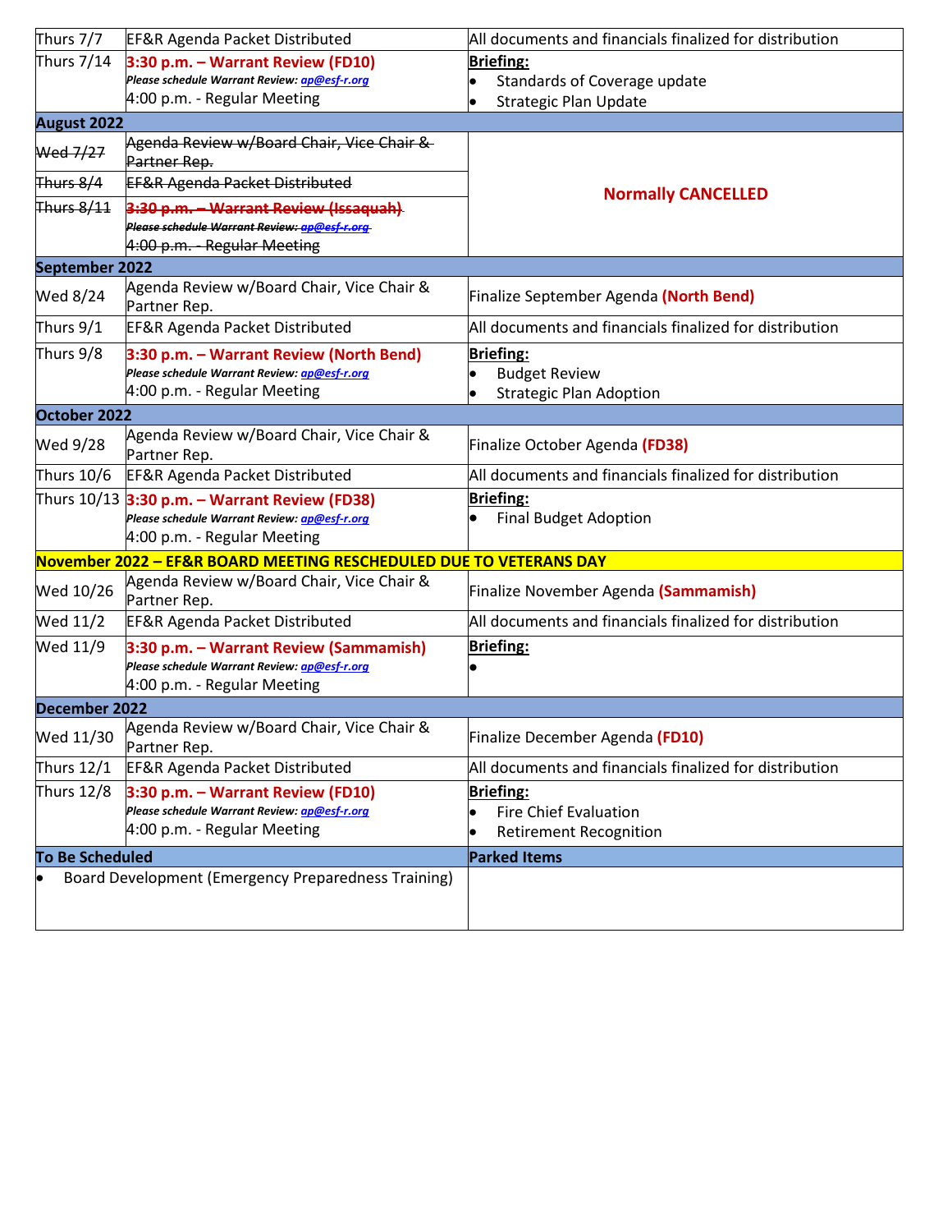| | | |
|---|---|---|
| Thurs 7/7 | EF&R Agenda Packet Distributed | All documents and financials finalized for distribution |
| Thurs 7/14 | **3:30 p.m. – Warrant Review (FD10)**<br>***Please schedule Warrant Review: ap@esf-r.org***<br>4:00 p.m. - Regular Meeting | **Briefing:**<br>• Standards of Coverage update<br>• Strategic Plan Update |
| **August 2022** | | |
| ~~Wed 7/27~~ | ~~Agenda Review w/Board Chair, Vice Chair & Partner Rep.~~ | **Normally CANCELLED** |
| ~~Thurs 8/4~~ | ~~EF&R Agenda Packet Distributed~~ | |
| ~~Thurs 8/11~~ | ~~**3:30 p.m. – Warrant Review (Issaquah)**~~<br>~~***Please schedule Warrant Review: ap@esf-r.org***~~<br>~~4:00 p.m. - Regular Meeting~~ | |
| **September 2022** | | |
| Wed 8/24 | Agenda Review w/Board Chair, Vice Chair & Partner Rep. | Finalize September Agenda **(North Bend)** |
| Thurs 9/1 | EF&R Agenda Packet Distributed | All documents and financials finalized for distribution |
| Thurs 9/8 | **3:30 p.m. – Warrant Review (North Bend)**<br>***Please schedule Warrant Review: ap@esf-r.org***<br>4:00 p.m. - Regular Meeting | **Briefing:**<br>• Budget Review<br>• Strategic Plan Adoption |
| **October 2022** | | |
| Wed 9/28 | Agenda Review w/Board Chair, Vice Chair & Partner Rep. | Finalize October Agenda **(FD38)** |
| Thurs 10/6 | EF&R Agenda Packet Distributed | All documents and financials finalized for distribution |
| Thurs 10/13 | **3:30 p.m. – Warrant Review (FD38)**<br>***Please schedule Warrant Review: ap@esf-r.org***<br>4:00 p.m. - Regular Meeting | **Briefing:**<br>• Final Budget Adoption |
| **November 2022 – EF&R BOARD MEETING RESCHEDULED DUE TO VETERANS DAY** | | |
| Wed 10/26 | Agenda Review w/Board Chair, Vice Chair & Partner Rep. | Finalize November Agenda **(Sammamish)** |
| Wed 11/2 | EF&R Agenda Packet Distributed | All documents and financials finalized for distribution |
| Wed 11/9 | **3:30 p.m. – Warrant Review (Sammamish)**<br>***Please schedule Warrant Review: ap@esf-r.org***<br>4:00 p.m. - Regular Meeting | **Briefing:**<br>• |
| **December 2022** | | |
| Wed 11/30 | Agenda Review w/Board Chair, Vice Chair & Partner Rep. | Finalize December Agenda **(FD10)** |
| Thurs 12/1 | EF&R Agenda Packet Distributed | All documents and financials finalized for distribution |
| Thurs 12/8 | **3:30 p.m. – Warrant Review (FD10)**<br>***Please schedule Warrant Review: ap@esf-r.org***<br>4:00 p.m. - Regular Meeting | **Briefing:**<br>• Fire Chief Evaluation<br>• Retirement Recognition |
| **To Be Scheduled** | | **Parked Items** |
| • Board Development (Emergency Preparedness Training) | | |